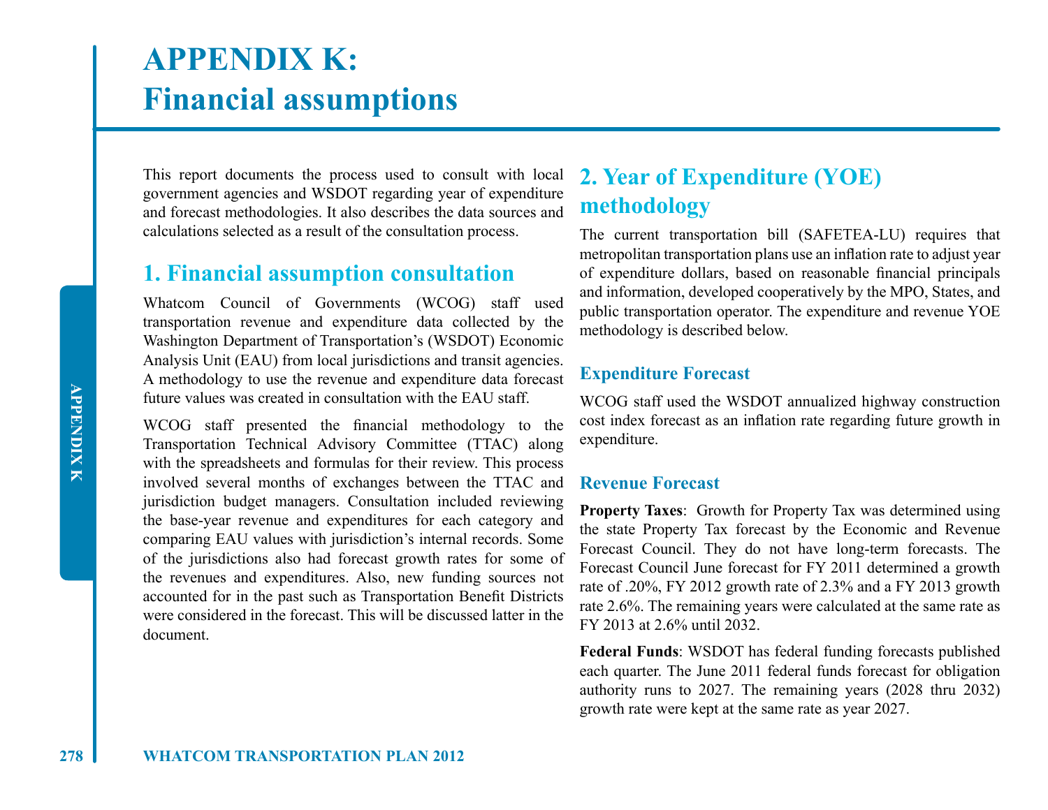# APPENDIX K: Financial assumptions

This report documents the process used to consult with local government agencies and WSDOT regarding year of expenditure and forecast methodologies. It also describes the data sources and calculations selected as a result of the consultation process.

## 1. Financial assumption consultation

Whatcom Council of Governments (WCOG) staff used transportation revenue and expenditure data collected by the Washington Department of Transportation's (WSDOT) Economic Analysis Unit (EAU) from local jurisdictions and transit agencies. A methodology to use the revenue and expenditure data forecast future values was created in consultation with the EAU staff.

WCOG staff presented the financial methodology to the Transportation Technical Advisory Committee (TTAC) along with the spreadsheets and formulas for their review. This process involved several months of exchanges between the TTAC and jurisdiction budget managers. Consultation included reviewing the base-year revenue and expenditures for each category and comparing EAU values with jurisdiction's internal records. Some of the jurisdictions also had forecast growth rates for some of the revenues and expenditures. Also, new funding sources not accounted for in the past such as Transportation Benefit Districts were considered in the forecast. This will be discussed latter in the document.

## 2. Year of Expenditure (YOE) methodology

The current transportation bill (SAFETEA-LU) requires that metropolitan transportation plans use an inflation rate to adjust year of expenditure dollars, based on reasonable financial principals and information, developed cooperatively by the MPO, States, and public transportation operator. The expenditure and revenue YOE methodology is described below.

### Expenditure Forecast

WCOG staff used the WSDOT annualized highway construction cost index forecast as an inflation rate regarding future growth in expenditure.

### Revenue Forecast

**Property Taxes**: Growth for Property Tax was determined using the state Property Tax forecast by the Economic and Revenue Forecast Council. They do not have long-term forecasts. The Forecast Council June forecast for FY 2011 determined a growth rate of .20%, FY 2012 growth rate of 2.3% and a FY 2013 growth rate 2.6%. The remaining years were calculated at the same rate as FY 2013 at 2.6% until 2032.

**Federal Funds**: WSDOT has federal funding forecasts published each quarter. The June 2011 federal funds forecast for obligation authority runs to 2027. The remaining years (2028 thru 2032) growth rate were kept at the same rate as year 2027.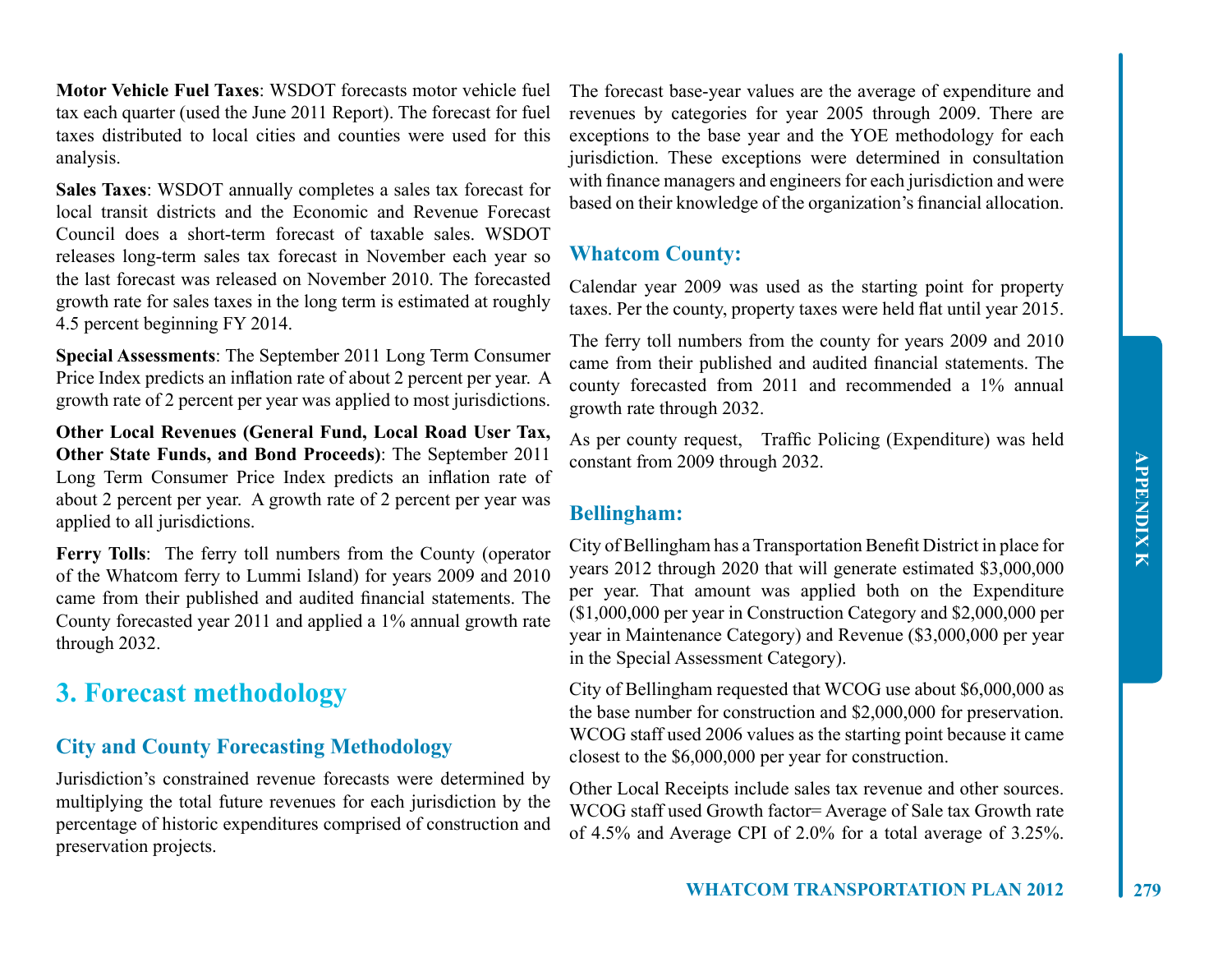**Motor Vehicle Fuel Taxes**: WSDOT forecasts motor vehicle fuel tax each quarter (used the June 2011 Report). The forecast for fuel taxes distributed to local cities and counties were used for this analysis.

**Sales Taxes**: WSDOT annually completes a sales tax forecast for local transit districts and the Economic and Revenue Forecast Council does a short-term forecast of taxable sales. WSDOT releases long-term sales tax forecast in November each year so the last forecast was released on November 2010. The forecasted growth rate for sales taxes in the long term is estimated at roughly 4.5 percent beginning FY 2014.

**Special Assessments**: The September 2011 Long Term Consumer Price Index predicts an inflation rate of about 2 percent per year. A growth rate of 2 percent per year was applied to most jurisdictions.

**Other Local Revenues (General Fund, Local Road User Tax, Other State Funds, and Bond Proceeds)**: The September 2011 Long Term Consumer Price Index predicts an inflation rate of about 2 percent per year. A growth rate of 2 percent per year was applied to all jurisdictions.

**Ferry Tolls**: The ferry toll numbers from the County (operator of the Whatcom ferry to Lummi Island) for years 2009 and 2010 came from their published and audited financial statements. The County forecasted year 2011 and applied a 1% annual growth rate through 2032.

# 3. Forecast methodology

## City and County Forecasting Methodology

Jurisdiction's constrained revenue forecasts were determined by multiplying the total future revenues for each jurisdiction by the percentage of historic expenditures comprised of construction and preservation projects.

The forecast base-year values are the average of expenditure and revenues by categories for year 2005 through 2009. There are exceptions to the base year and the YOE methodology for each jurisdiction. These exceptions were determined in consultation with finance managers and engineers for each jurisdiction and were based on their knowledge of the organization's financial allocation.

## Whatcom County:

Calendar year 2009 was used as the starting point for property taxes. Per the county, property taxes were held flat until year 2015.

The ferry toll numbers from the county for years 2009 and 2010 came from their published and audited financial statements. The county forecasted from 2011 and recommended a 1% annual growth rate through 2032.

As per county request, Traffic Policing (Expenditure) was held constant from 2009 through 2032.

## Bellingham:

City of Bellingham has a Transportation Benefit District in place for years 2012 through 2020 that will generate estimated $3,000,000 per year. That amount was applied both on the Expenditure ($1,000,000 per year in Construction Category and $2,000,000 per year in Maintenance Category) and Revenue ($3,000,000 per year in the Special Assessment Category).

City of Bellingham requested that WCOG use about $6,000,000 as the base number for construction and $2,000,000 for preservation. WCOG staff used 2006 values as the starting point because it came closest to the $6,000,000 per year for construction.

Other Local Receipts include sales tax revenue and other sources. WCOG staff used Growth factor= Average of Sale tax Growth rate of 4.5% and Average CPI of 2.0% for a total average of 3.25%.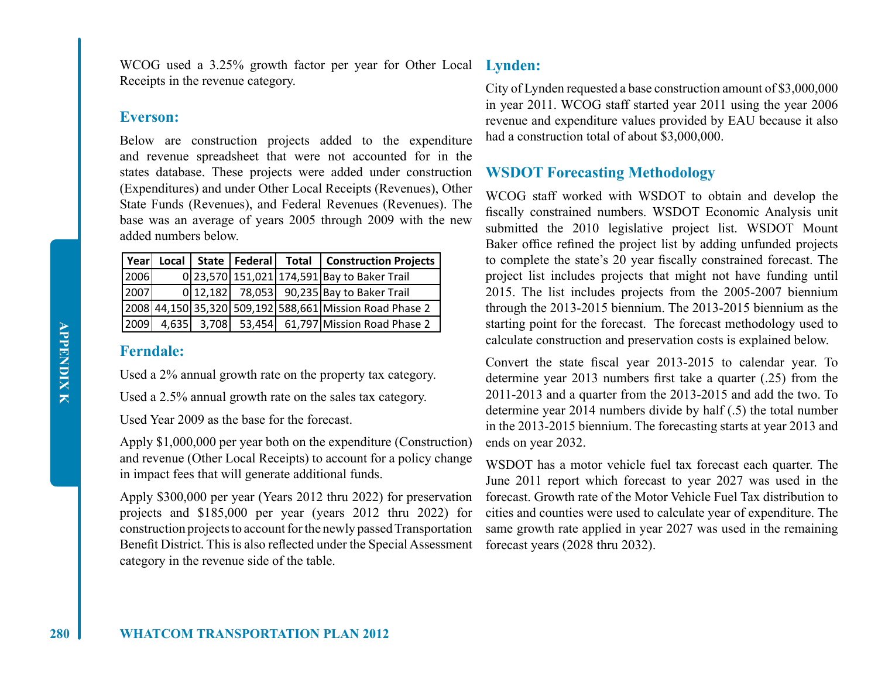WCOG used a 3.25% growth factor per year for Other Local Receipts in the revenue category.

## Everson:

Below are construction projects added to the expenditure and revenue spreadsheet that were not accounted for in the states database. These projects were added under construction (Expenditures) and under Other Local Receipts (Revenues), Other State Funds (Revenues), and Federal Revenues (Revenues). The base was an average of years 2005 through 2009 with the new added numbers below.

| Year | Local | State | Federal | Total | Construction Projects |
|---|---|---|---|---|---|
| 2006 | 0 | 23,570 | 151,021 | 174,591 | Bay to Baker Trail |
| 2007 | 0 | 12,182 | 78,053 | 90,235 | Bay to Baker Trail |
| 2008 | 44,150 | 35,320 | 509,192 | 588,661 | Mission Road Phase 2 |
| 2009 | 4,635 | 3,708 | 53,454 | 61,797 | Mission Road Phase 2 |

## Ferndale:

Used a 2% annual growth rate on the property tax category.

Used a 2.5% annual growth rate on the sales tax category.

Used Year 2009 as the base for the forecast.

Apply $1,000,000 per year both on the expenditure (Construction) and revenue (Other Local Receipts) to account for a policy change in impact fees that will generate additional funds.

Apply $300,000 per year (Years 2012 thru 2022) for preservation projects and $185,000 per year (years 2012 thru 2022) for construction projects to account for the newly passed Transportation Benefit District. This is also reflected under the Special Assessment category in the revenue side of the table.

## Lynden:

City of Lynden requested a base construction amount of $3,000,000 in year 2011. WCOG staff started year 2011 using the year 2006 revenue and expenditure values provided by EAU because it also had a construction total of about $3,000,000.

## WSDOT Forecasting Methodology

WCOG staff worked with WSDOT to obtain and develop the fiscally constrained numbers. WSDOT Economic Analysis unit submitted the 2010 legislative project list. WSDOT Mount Baker office refined the project list by adding unfunded projects to complete the state's 20 year fiscally constrained forecast. The project list includes projects that might not have funding until 2015. The list includes projects from the 2005-2007 biennium through the 2013-2015 biennium. The 2013-2015 biennium as the starting point for the forecast. The forecast methodology used to calculate construction and preservation costs is explained below.

Convert the state fiscal year 2013-2015 to calendar year. To determine year 2013 numbers first take a quarter (.25) from the 2011-2013 and a quarter from the 2013-2015 and add the two. To determine year 2014 numbers divide by half (.5) the total number in the 2013-2015 biennium. The forecasting starts at year 2013 and ends on year 2032.

WSDOT has a motor vehicle fuel tax forecast each quarter. The June 2011 report which forecast to year 2027 was used in the forecast. Growth rate of the Motor Vehicle Fuel Tax distribution to cities and counties were used to calculate year of expenditure. The same growth rate applied in year 2027 was used in the remaining forecast years (2028 thru 2032).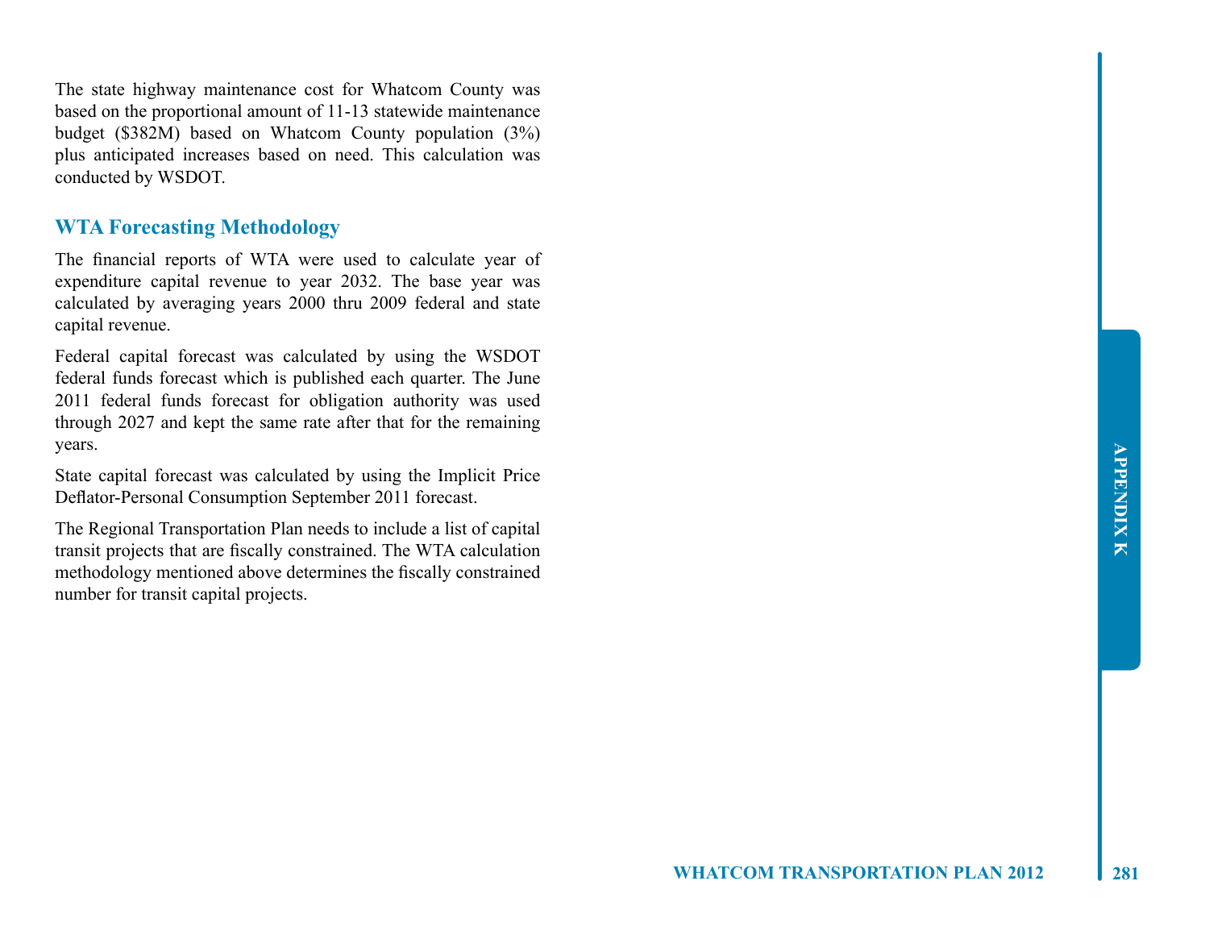The state highway maintenance cost for Whatcom County was based on the proportional amount of 11-13 statewide maintenance budget ($382M) based on Whatcom County population (3%) plus anticipated increases based on need. This calculation was conducted by WSDOT.

## WTA Forecasting Methodology

The financial reports of WTA were used to calculate year of expenditure capital revenue to year 2032. The base year was calculated by averaging years 2000 thru 2009 federal and state capital revenue.

Federal capital forecast was calculated by using the WSDOT federal funds forecast which is published each quarter. The June 2011 federal funds forecast for obligation authority was used through 2027 and kept the same rate after that for the remaining years.

State capital forecast was calculated by using the Implicit Price Deflator-Personal Consumption September 2011 forecast.

The Regional Transportation Plan needs to include a list of capital transit projects that are fiscally constrained. The WTA calculation methodology mentioned above determines the fiscally constrained number for transit capital projects.